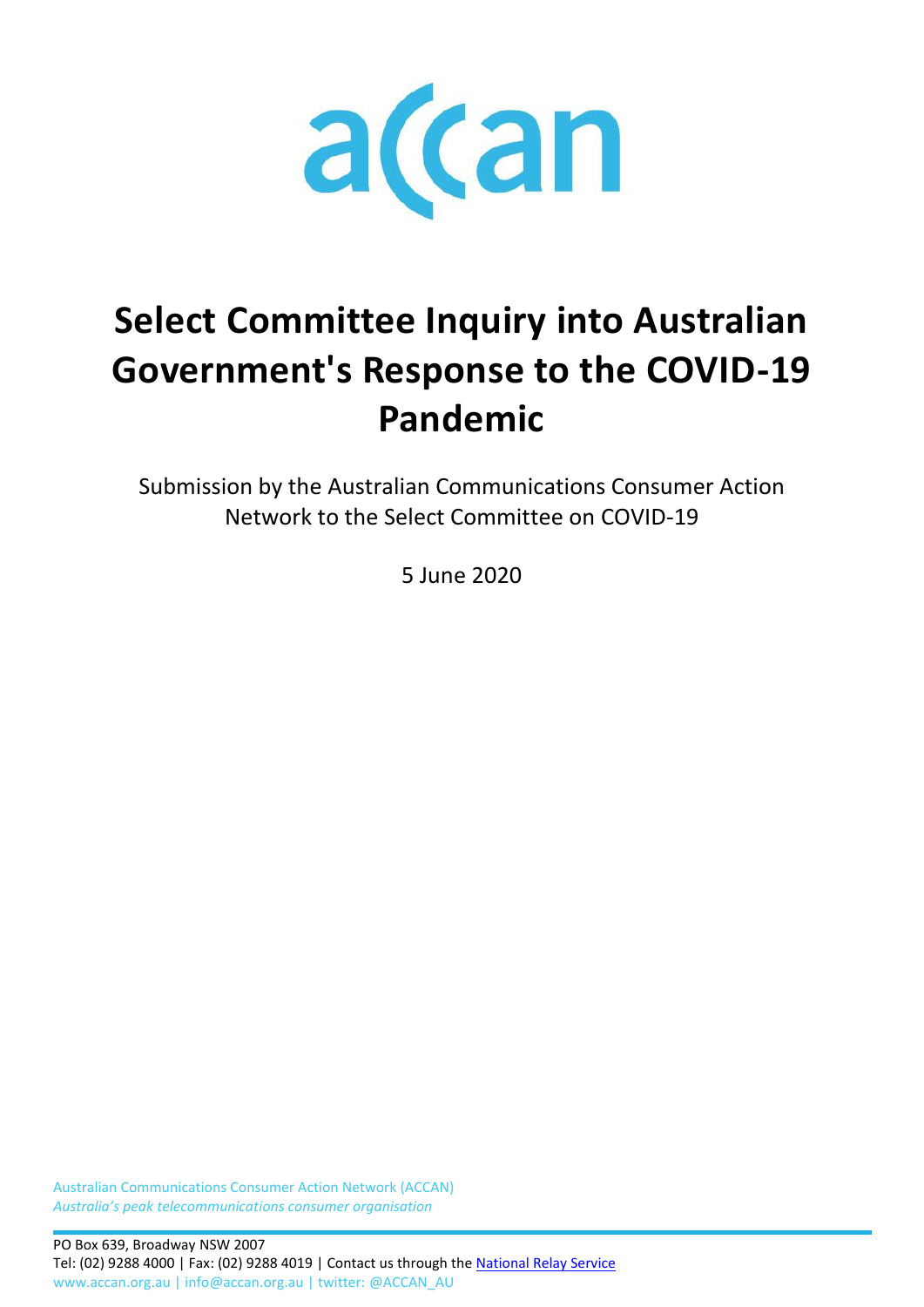accan

# Select Committee Inquiry into Australian Government's Response to the COVID-19 Pandemic

Submission by the Australian Communications Consumer Action Network to the Select Committee on COVID-19

5 June 2020

Australian Communications Consumer Action Network (ACCAN)
*Australia's peak telecommunications consumer organisation*

PO Box 639, Broadway NSW 2007
Tel: (02) 9288 4000 | Fax: (02) 9288 4019 | Contact us through the National Relay Service
www.accan.org.au | info@accan.org.au | twitter: @ACCAN_AU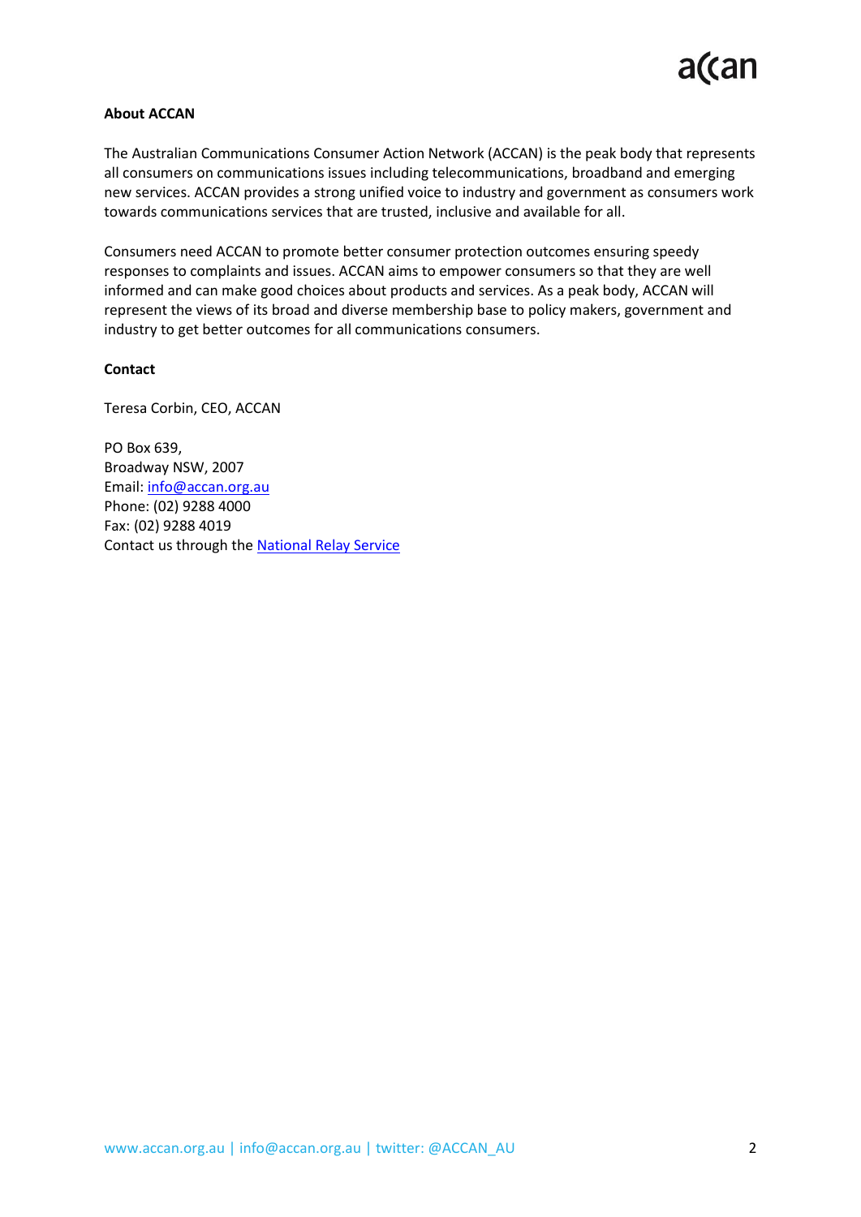**About ACCAN**

The Australian Communications Consumer Action Network (ACCAN) is the peak body that represents all consumers on communications issues including telecommunications, broadband and emerging new services. ACCAN provides a strong unified voice to industry and government as consumers work towards communications services that are trusted, inclusive and available for all.

Consumers need ACCAN to promote better consumer protection outcomes ensuring speedy responses to complaints and issues. ACCAN aims to empower consumers so that they are well informed and can make good choices about products and services. As a peak body, ACCAN will represent the views of its broad and diverse membership base to policy makers, government and industry to get better outcomes for all communications consumers.

**Contact**

Teresa Corbin, CEO, ACCAN

PO Box 639,
Broadway NSW, 2007
Email: [info@accan.org.au](mailto:info@accan.org.au)
Phone: (02) 9288 4000
Fax: (02) 9288 4019
Contact us through the [National Relay Service](#)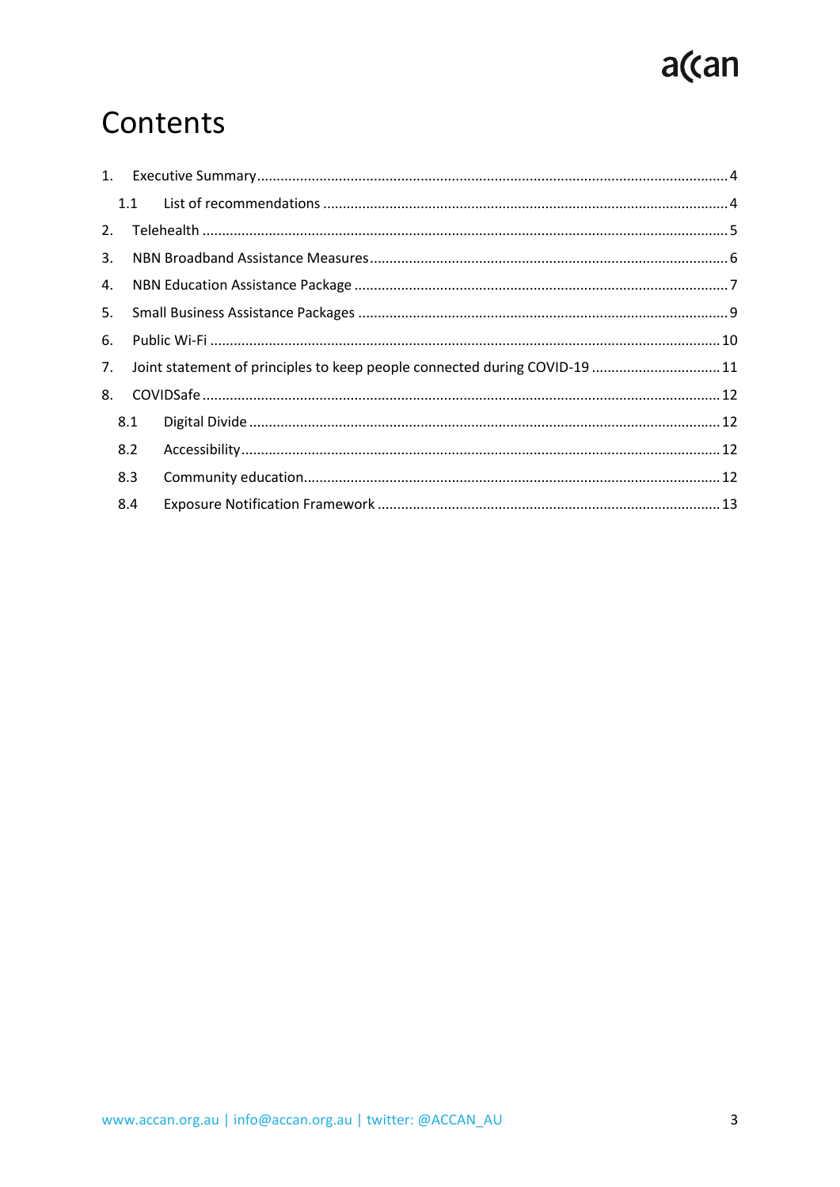# Contents

1. Executive Summary ..... 4
    - 1.1 List of recommendations ..... 4
2. Telehealth ..... 5
3. NBN Broadband Assistance Measures ..... 6
4. NBN Education Assistance Package ..... 7
5. Small Business Assistance Packages ..... 9
6. Public Wi-Fi ..... 10
7. Joint statement of principles to keep people connected during COVID-19 ..... 11
8. COVIDSafe ..... 12
    - 8.1 Digital Divide ..... 12
    - 8.2 Accessibility ..... 12
    - 8.3 Community education ..... 12
    - 8.4 Exposure Notification Framework ..... 13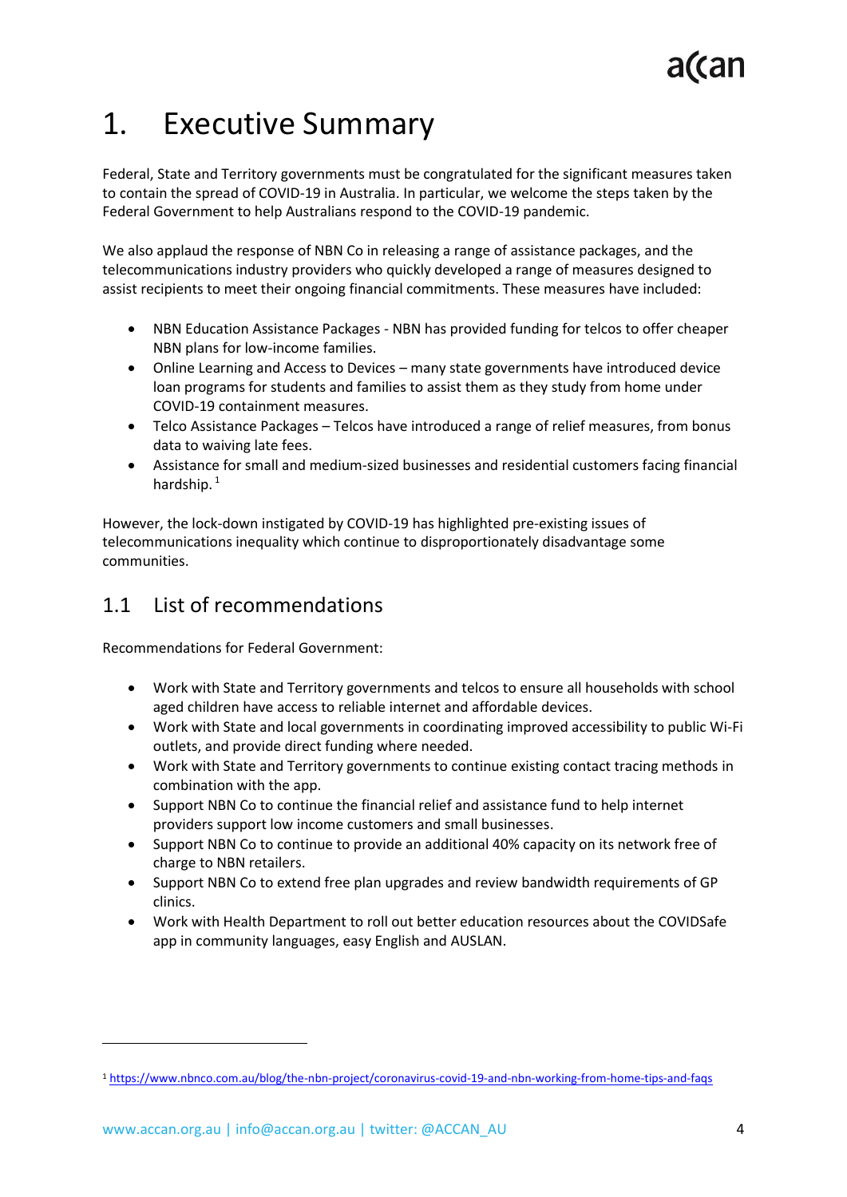# 1. Executive Summary

Federal, State and Territory governments must be congratulated for the significant measures taken to contain the spread of COVID-19 in Australia. In particular, we welcome the steps taken by the Federal Government to help Australians respond to the COVID-19 pandemic.

We also applaud the response of NBN Co in releasing a range of assistance packages, and the telecommunications industry providers who quickly developed a range of measures designed to assist recipients to meet their ongoing financial commitments. These measures have included:

- NBN Education Assistance Packages - NBN has provided funding for telcos to offer cheaper NBN plans for low-income families.
- Online Learning and Access to Devices – many state governments have introduced device loan programs for students and families to assist them as they study from home under COVID-19 containment measures.
- Telco Assistance Packages – Telcos have introduced a range of relief measures, from bonus data to waiving late fees.
- Assistance for small and medium-sized businesses and residential customers facing financial hardship. [1]

However, the lock-down instigated by COVID-19 has highlighted pre-existing issues of telecommunications inequality which continue to disproportionately disadvantage some communities.

## 1.1 List of recommendations

Recommendations for Federal Government:

- Work with State and Territory governments and telcos to ensure all households with school aged children have access to reliable internet and affordable devices.
- Work with State and local governments in coordinating improved accessibility to public Wi-Fi outlets, and provide direct funding where needed.
- Work with State and Territory governments to continue existing contact tracing methods in combination with the app.
- Support NBN Co to continue the financial relief and assistance fund to help internet providers support low income customers and small businesses.
- Support NBN Co to continue to provide an additional 40% capacity on its network free of charge to NBN retailers.
- Support NBN Co to extend free plan upgrades and review bandwidth requirements of GP clinics.
- Work with Health Department to roll out better education resources about the COVIDSafe app in community languages, easy English and AUSLAN.

---

[1] https://www.nbnco.com.au/blog/the-nbn-project/coronavirus-covid-19-and-nbn-working-from-home-tips-and-faqs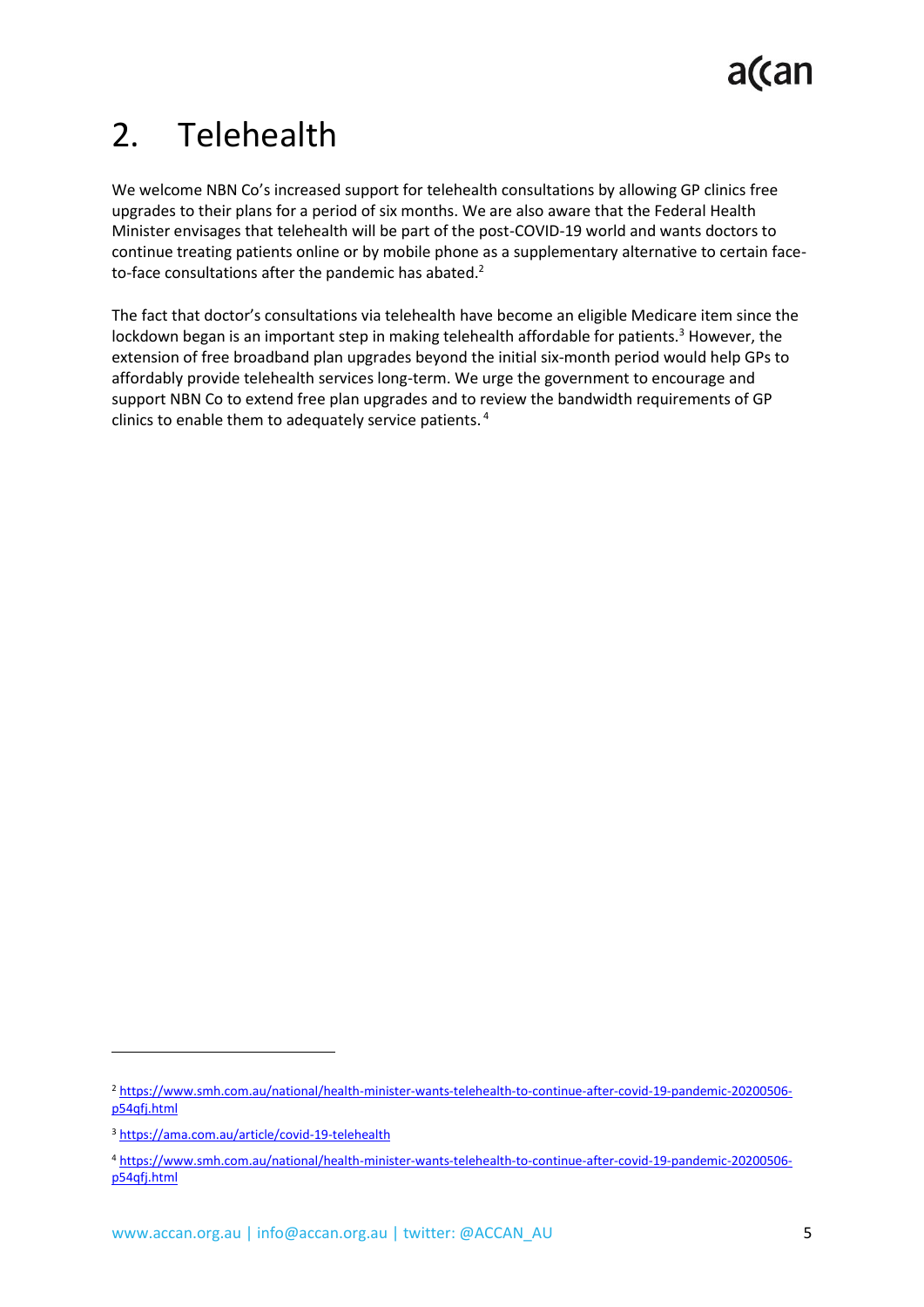# 2. Telehealth

We welcome NBN Co's increased support for telehealth consultations by allowing GP clinics free upgrades to their plans for a period of six months. We are also aware that the Federal Health Minister envisages that telehealth will be part of the post-COVID-19 world and wants doctors to continue treating patients online or by mobile phone as a supplementary alternative to certain face-to-face consultations after the pandemic has abated.[2]

The fact that doctor's consultations via telehealth have become an eligible Medicare item since the lockdown began is an important step in making telehealth affordable for patients.[3] However, the extension of free broadband plan upgrades beyond the initial six-month period would help GPs to affordably provide telehealth services long-term. We urge the government to encourage and support NBN Co to extend free plan upgrades and to review the bandwidth requirements of GP clinics to enable them to adequately service patients.[4]

---

[2] https://www.smh.com.au/national/health-minister-wants-telehealth-to-continue-after-covid-19-pandemic-20200506-p54qfj.html

[3] https://ama.com.au/article/covid-19-telehealth

[4] https://www.smh.com.au/national/health-minister-wants-telehealth-to-continue-after-covid-19-pandemic-20200506-p54qfj.html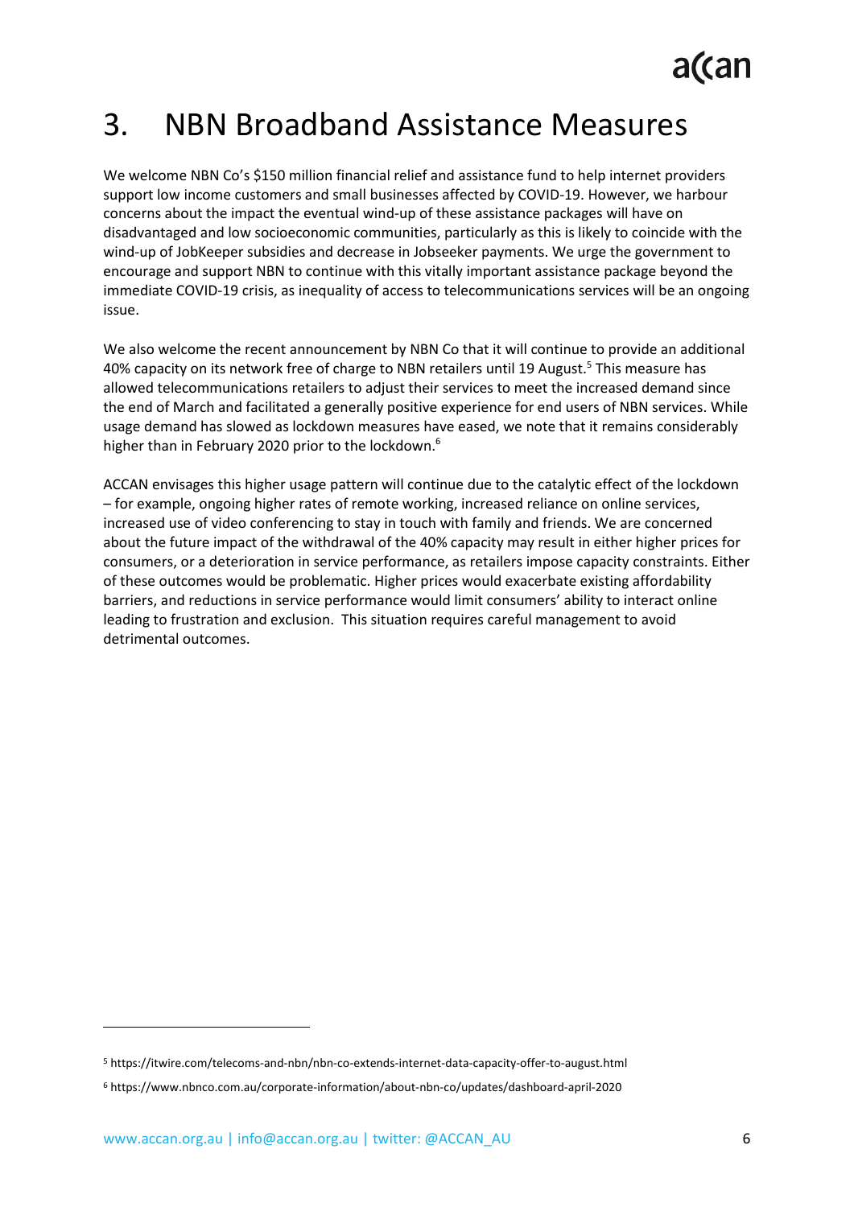# 3. NBN Broadband Assistance Measures

We welcome NBN Co's $150 million financial relief and assistance fund to help internet providers support low income customers and small businesses affected by COVID-19. However, we harbour concerns about the impact the eventual wind-up of these assistance packages will have on disadvantaged and low socioeconomic communities, particularly as this is likely to coincide with the wind-up of JobKeeper subsidies and decrease in Jobseeker payments. We urge the government to encourage and support NBN to continue with this vitally important assistance package beyond the immediate COVID-19 crisis, as inequality of access to telecommunications services will be an ongoing issue.

We also welcome the recent announcement by NBN Co that it will continue to provide an additional 40% capacity on its network free of charge to NBN retailers until 19 August.[5] This measure has allowed telecommunications retailers to adjust their services to meet the increased demand since the end of March and facilitated a generally positive experience for end users of NBN services. While usage demand has slowed as lockdown measures have eased, we note that it remains considerably higher than in February 2020 prior to the lockdown.[6]

ACCAN envisages this higher usage pattern will continue due to the catalytic effect of the lockdown – for example, ongoing higher rates of remote working, increased reliance on online services, increased use of video conferencing to stay in touch with family and friends. We are concerned about the future impact of the withdrawal of the 40% capacity may result in either higher prices for consumers, or a deterioration in service performance, as retailers impose capacity constraints. Either of these outcomes would be problematic. Higher prices would exacerbate existing affordability barriers, and reductions in service performance would limit consumers' ability to interact online leading to frustration and exclusion. This situation requires careful management to avoid detrimental outcomes.

[5] https://itwire.com/telecoms-and-nbn/nbn-co-extends-internet-data-capacity-offer-to-august.html

[6] https://www.nbnco.com.au/corporate-information/about-nbn-co/updates/dashboard-april-2020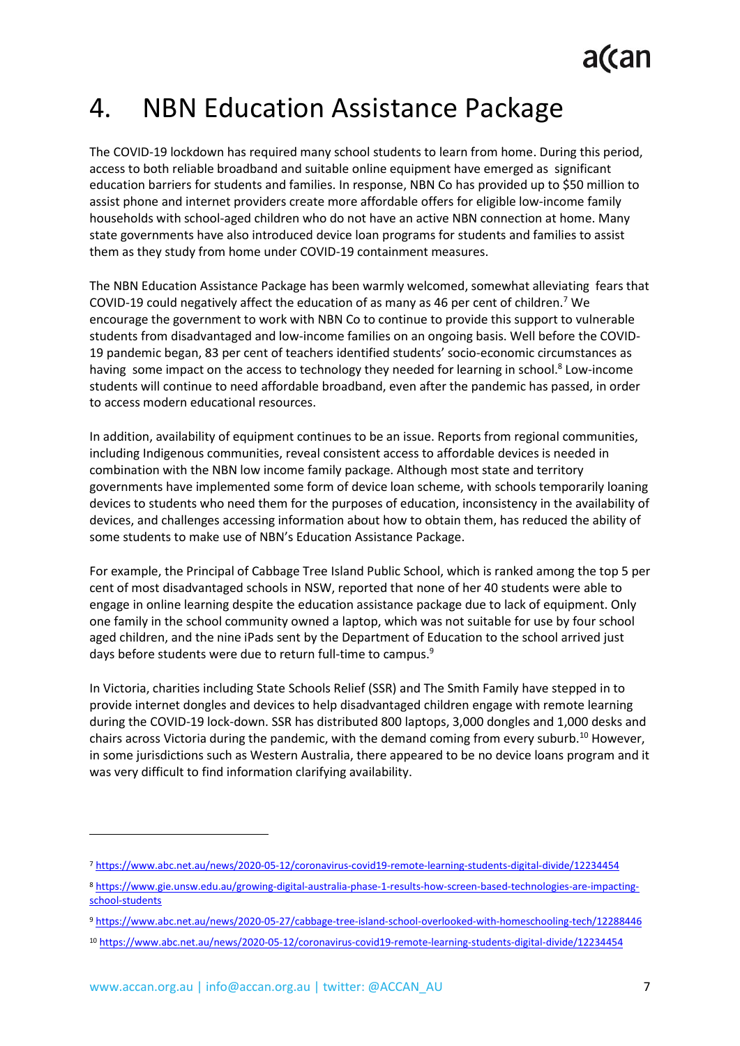# 4. NBN Education Assistance Package

The COVID-19 lockdown has required many school students to learn from home. During this period, access to both reliable broadband and suitable online equipment have emerged as significant education barriers for students and families. In response, NBN Co has provided up to $50 million to assist phone and internet providers create more affordable offers for eligible low-income family households with school-aged children who do not have an active NBN connection at home. Many state governments have also introduced device loan programs for students and families to assist them as they study from home under COVID-19 containment measures.

The NBN Education Assistance Package has been warmly welcomed, somewhat alleviating fears that COVID-19 could negatively affect the education of as many as 46 per cent of children.[7] We encourage the government to work with NBN Co to continue to provide this support to vulnerable students from disadvantaged and low-income families on an ongoing basis. Well before the COVID-19 pandemic began, 83 per cent of teachers identified students' socio-economic circumstances as having some impact on the access to technology they needed for learning in school.[8] Low-income students will continue to need affordable broadband, even after the pandemic has passed, in order to access modern educational resources.

In addition, availability of equipment continues to be an issue. Reports from regional communities, including Indigenous communities, reveal consistent access to affordable devices is needed in combination with the NBN low income family package. Although most state and territory governments have implemented some form of device loan scheme, with schools temporarily loaning devices to students who need them for the purposes of education, inconsistency in the availability of devices, and challenges accessing information about how to obtain them, has reduced the ability of some students to make use of NBN's Education Assistance Package.

For example, the Principal of Cabbage Tree Island Public School, which is ranked among the top 5 per cent of most disadvantaged schools in NSW, reported that none of her 40 students were able to engage in online learning despite the education assistance package due to lack of equipment. Only one family in the school community owned a laptop, which was not suitable for use by four school aged children, and the nine iPads sent by the Department of Education to the school arrived just days before students were due to return full-time to campus.[9]

In Victoria, charities including State Schools Relief (SSR) and The Smith Family have stepped in to provide internet dongles and devices to help disadvantaged children engage with remote learning during the COVID-19 lock-down. SSR has distributed 800 laptops, 3,000 dongles and 1,000 desks and chairs across Victoria during the pandemic, with the demand coming from every suburb.[10] However, in some jurisdictions such as Western Australia, there appeared to be no device loans program and it was very difficult to find information clarifying availability.

---

[7] https://www.abc.net.au/news/2020-05-12/coronavirus-covid19-remote-learning-students-digital-divide/12234454

[8] https://www.gie.unsw.edu.au/growing-digital-australia-phase-1-results-how-screen-based-technologies-are-impacting-school-students

[9] https://www.abc.net.au/news/2020-05-27/cabbage-tree-island-school-overlooked-with-homeschooling-tech/12288446

[10] https://www.abc.net.au/news/2020-05-12/coronavirus-covid19-remote-learning-students-digital-divide/12234454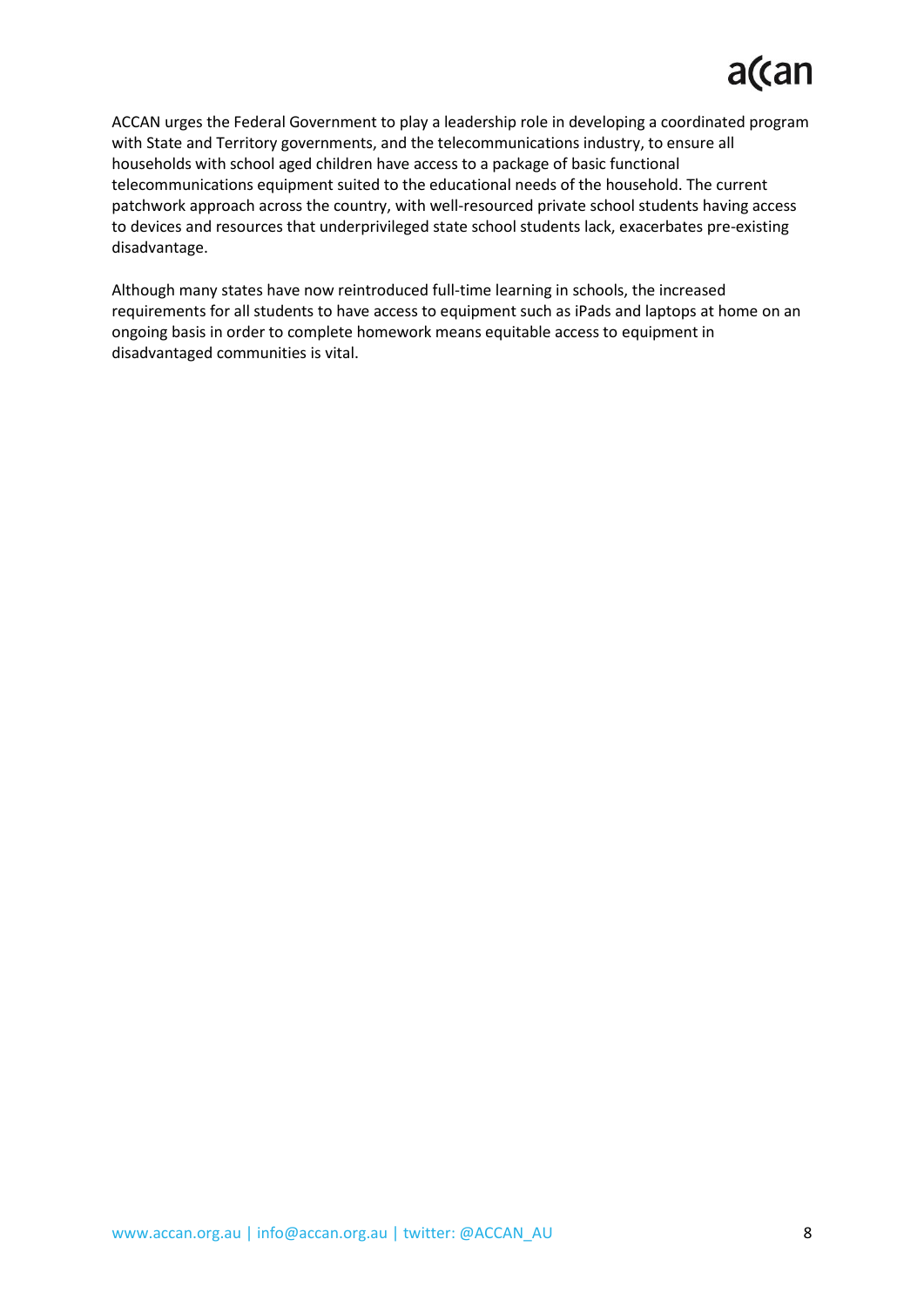ACCAN urges the Federal Government to play a leadership role in developing a coordinated program with State and Territory governments, and the telecommunications industry, to ensure all households with school aged children have access to a package of basic functional telecommunications equipment suited to the educational needs of the household. The current patchwork approach across the country, with well-resourced private school students having access to devices and resources that underprivileged state school students lack, exacerbates pre-existing disadvantage.

Although many states have now reintroduced full-time learning in schools, the increased requirements for all students to have access to equipment such as iPads and laptops at home on an ongoing basis in order to complete homework means equitable access to equipment in disadvantaged communities is vital.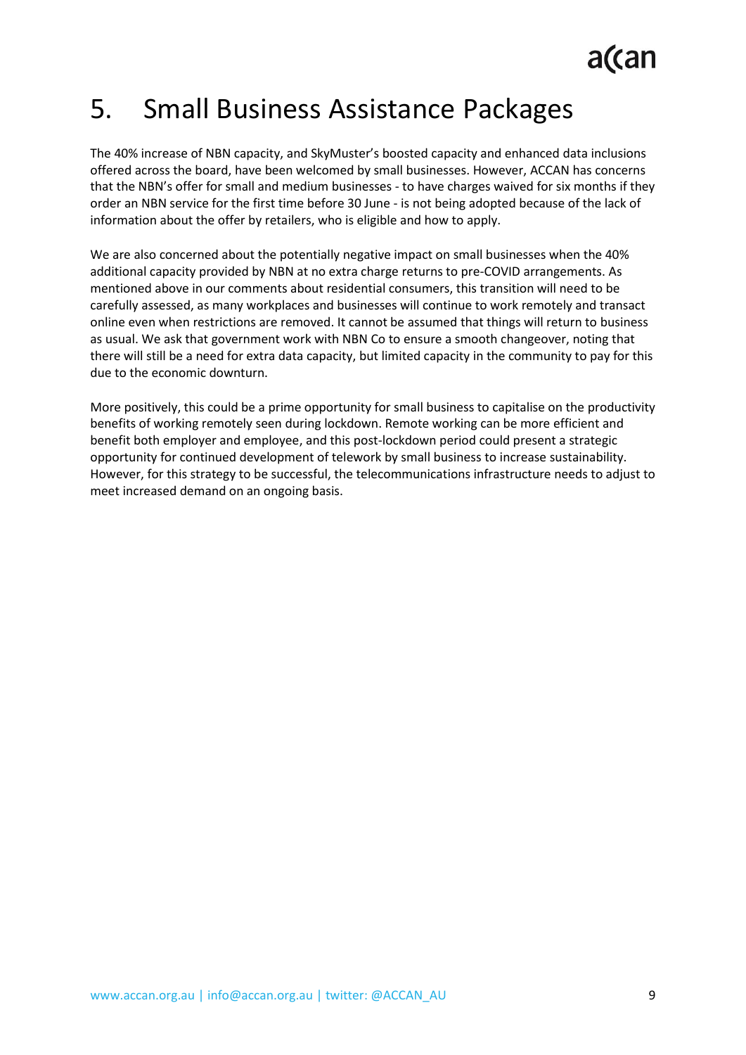# 5. Small Business Assistance Packages

The 40% increase of NBN capacity, and SkyMuster's boosted capacity and enhanced data inclusions offered across the board, have been welcomed by small businesses. However, ACCAN has concerns that the NBN's offer for small and medium businesses - to have charges waived for six months if they order an NBN service for the first time before 30 June - is not being adopted because of the lack of information about the offer by retailers, who is eligible and how to apply.

We are also concerned about the potentially negative impact on small businesses when the 40% additional capacity provided by NBN at no extra charge returns to pre-COVID arrangements. As mentioned above in our comments about residential consumers, this transition will need to be carefully assessed, as many workplaces and businesses will continue to work remotely and transact online even when restrictions are removed. It cannot be assumed that things will return to business as usual. We ask that government work with NBN Co to ensure a smooth changeover, noting that there will still be a need for extra data capacity, but limited capacity in the community to pay for this due to the economic downturn.

More positively, this could be a prime opportunity for small business to capitalise on the productivity benefits of working remotely seen during lockdown. Remote working can be more efficient and benefit both employer and employee, and this post-lockdown period could present a strategic opportunity for continued development of telework by small business to increase sustainability. However, for this strategy to be successful, the telecommunications infrastructure needs to adjust to meet increased demand on an ongoing basis.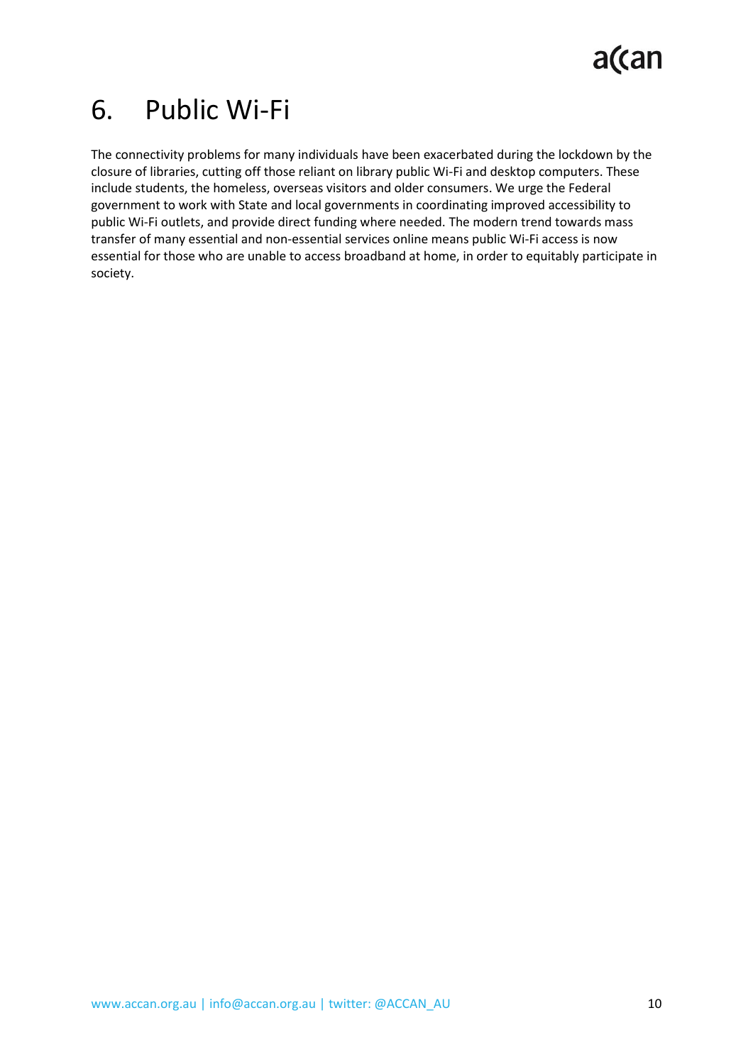# 6. Public Wi-Fi

The connectivity problems for many individuals have been exacerbated during the lockdown by the closure of libraries, cutting off those reliant on library public Wi-Fi and desktop computers. These include students, the homeless, overseas visitors and older consumers. We urge the Federal government to work with State and local governments in coordinating improved accessibility to public Wi-Fi outlets, and provide direct funding where needed. The modern trend towards mass transfer of many essential and non-essential services online means public Wi-Fi access is now essential for those who are unable to access broadband at home, in order to equitably participate in society.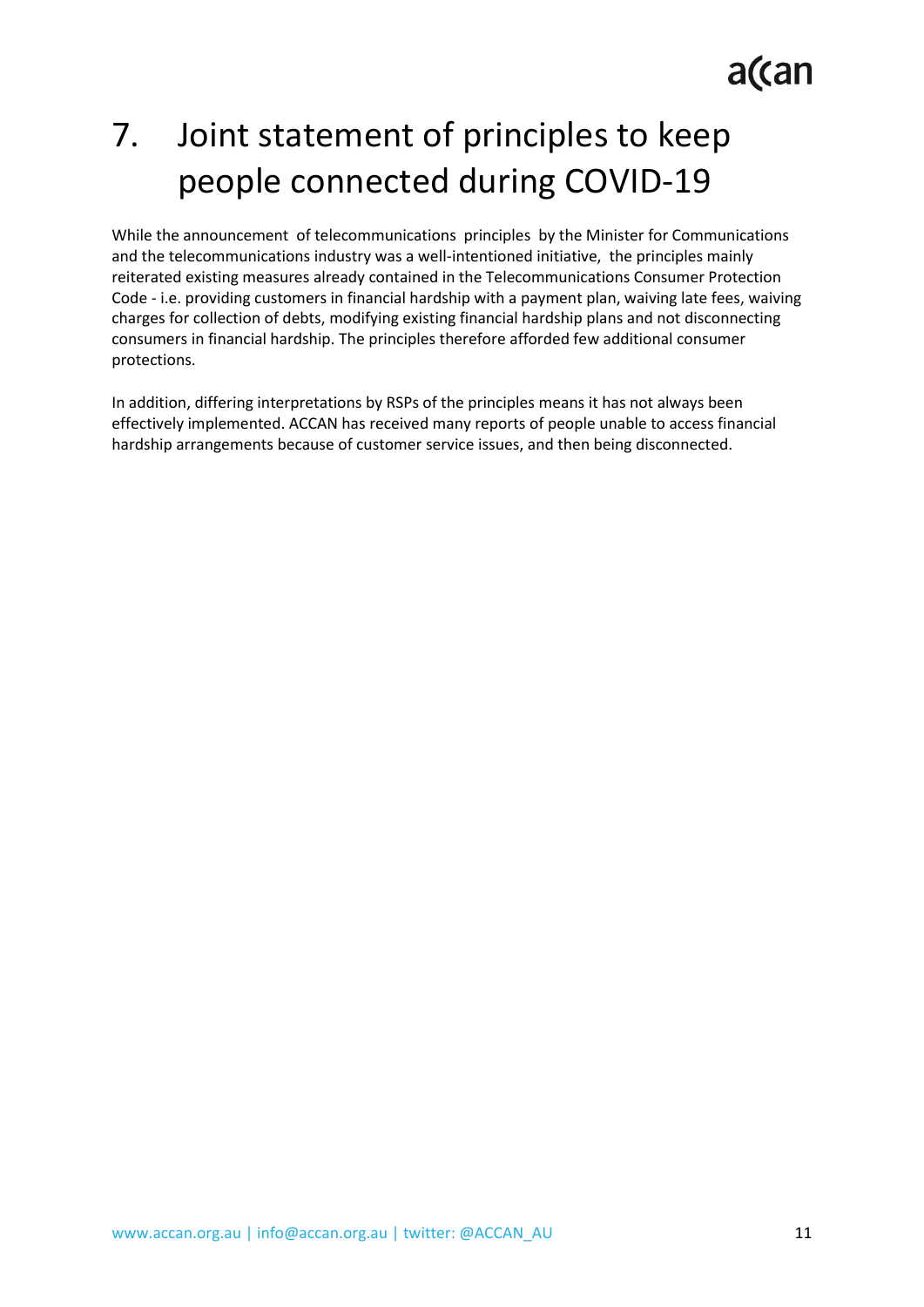# 7. Joint statement of principles to keep people connected during COVID-19

While the announcement of telecommunications principles by the Minister for Communications and the telecommunications industry was a well-intentioned initiative, the principles mainly reiterated existing measures already contained in the Telecommunications Consumer Protection Code - i.e. providing customers in financial hardship with a payment plan, waiving late fees, waiving charges for collection of debts, modifying existing financial hardship plans and not disconnecting consumers in financial hardship. The principles therefore afforded few additional consumer protections.

In addition, differing interpretations by RSPs of the principles means it has not always been effectively implemented. ACCAN has received many reports of people unable to access financial hardship arrangements because of customer service issues, and then being disconnected.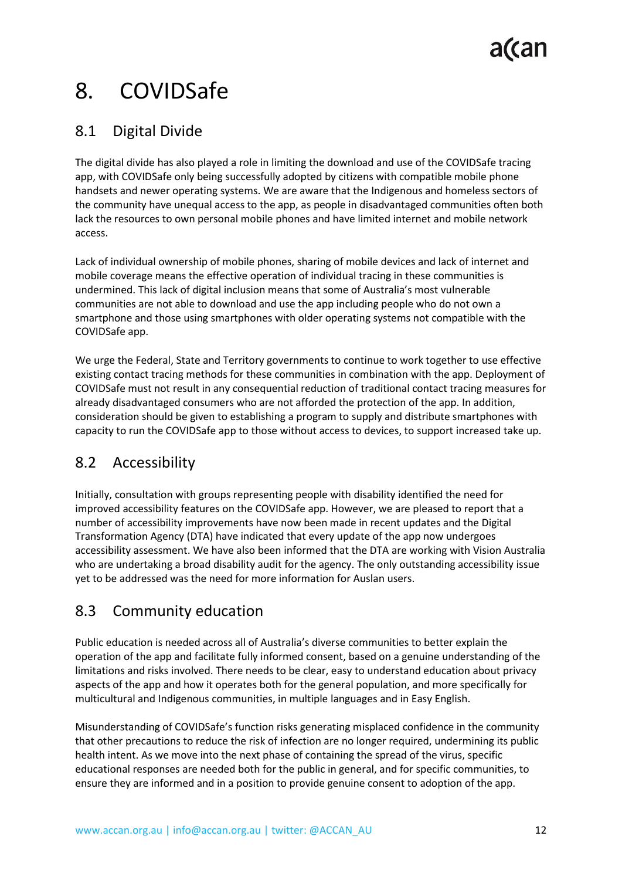# 8. COVIDSafe

## 8.1 Digital Divide

The digital divide has also played a role in limiting the download and use of the COVIDSafe tracing app, with COVIDSafe only being successfully adopted by citizens with compatible mobile phone handsets and newer operating systems. We are aware that the Indigenous and homeless sectors of the community have unequal access to the app, as people in disadvantaged communities often both lack the resources to own personal mobile phones and have limited internet and mobile network access.

Lack of individual ownership of mobile phones, sharing of mobile devices and lack of internet and mobile coverage means the effective operation of individual tracing in these communities is undermined. This lack of digital inclusion means that some of Australia's most vulnerable communities are not able to download and use the app including people who do not own a smartphone and those using smartphones with older operating systems not compatible with the COVIDSafe app.

We urge the Federal, State and Territory governments to continue to work together to use effective existing contact tracing methods for these communities in combination with the app. Deployment of COVIDSafe must not result in any consequential reduction of traditional contact tracing measures for already disadvantaged consumers who are not afforded the protection of the app. In addition, consideration should be given to establishing a program to supply and distribute smartphones with capacity to run the COVIDSafe app to those without access to devices, to support increased take up.

## 8.2 Accessibility

Initially, consultation with groups representing people with disability identified the need for improved accessibility features on the COVIDSafe app. However, we are pleased to report that a number of accessibility improvements have now been made in recent updates and the Digital Transformation Agency (DTA) have indicated that every update of the app now undergoes accessibility assessment. We have also been informed that the DTA are working with Vision Australia who are undertaking a broad disability audit for the agency. The only outstanding accessibility issue yet to be addressed was the need for more information for Auslan users.

## 8.3 Community education

Public education is needed across all of Australia's diverse communities to better explain the operation of the app and facilitate fully informed consent, based on a genuine understanding of the limitations and risks involved. There needs to be clear, easy to understand education about privacy aspects of the app and how it operates both for the general population, and more specifically for multicultural and Indigenous communities, in multiple languages and in Easy English.

Misunderstanding of COVIDSafe's function risks generating misplaced confidence in the community that other precautions to reduce the risk of infection are no longer required, undermining its public health intent. As we move into the next phase of containing the spread of the virus, specific educational responses are needed both for the public in general, and for specific communities, to ensure they are informed and in a position to provide genuine consent to adoption of the app.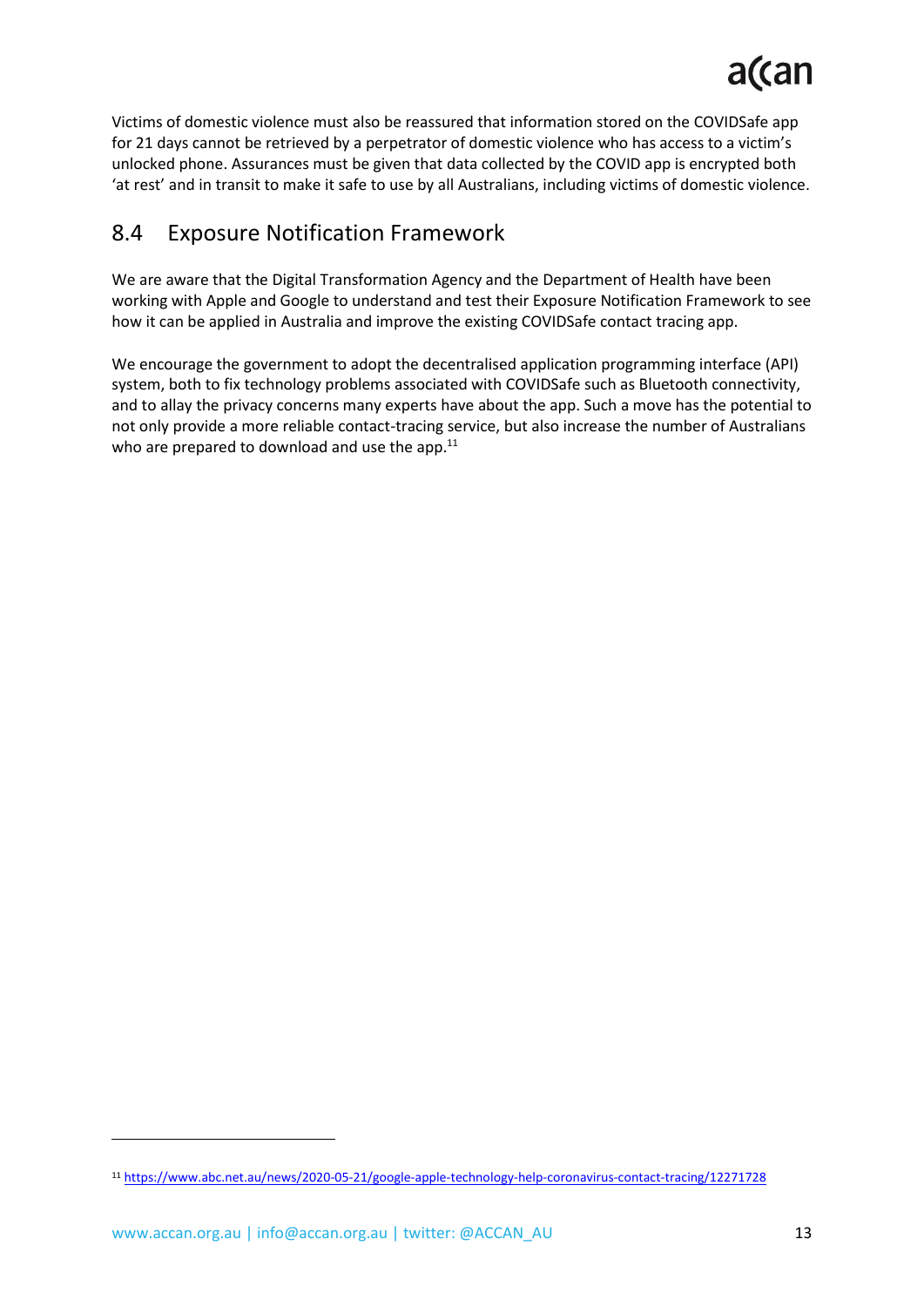Victims of domestic violence must also be reassured that information stored on the COVIDSafe app for 21 days cannot be retrieved by a perpetrator of domestic violence who has access to a victim's unlocked phone. Assurances must be given that data collected by the COVID app is encrypted both 'at rest' and in transit to make it safe to use by all Australians, including victims of domestic violence.

## 8.4 Exposure Notification Framework

We are aware that the Digital Transformation Agency and the Department of Health have been working with Apple and Google to understand and test their Exposure Notification Framework to see how it can be applied in Australia and improve the existing COVIDSafe contact tracing app.

We encourage the government to adopt the decentralised application programming interface (API) system, both to fix technology problems associated with COVIDSafe such as Bluetooth connectivity, and to allay the privacy concerns many experts have about the app. Such a move has the potential to not only provide a more reliable contact-tracing service, but also increase the number of Australians who are prepared to download and use the app.[11]

[11] https://www.abc.net.au/news/2020-05-21/google-apple-technology-help-coronavirus-contact-tracing/12271728